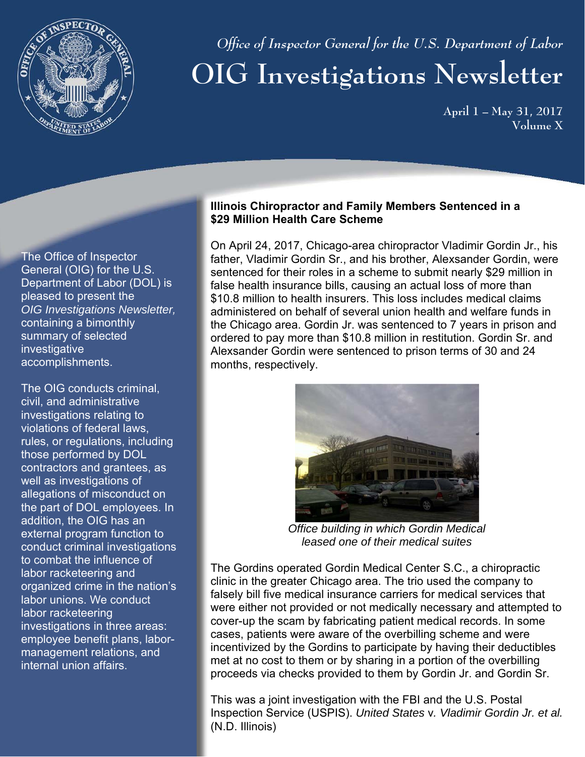# Office of Inspector General for the U.S. Department of Labor

# OIG Investigations Newsletter

**April 1 – May 31, 2017**
**Volume X**

The Office of Inspector General (OIG) for the U.S. Department of Labor (DOL) is pleased to present the *OIG Investigations Newsletter,* containing a bimonthly summary of selected investigative accomplishments.

The OIG conducts criminal, civil, and administrative investigations relating to violations of federal laws, rules, or regulations, including those performed by DOL contractors and grantees, as well as investigations of allegations of misconduct on the part of DOL employees. In addition, the OIG has an external program function to conduct criminal investigations to combat the influence of labor racketeering and organized crime in the nation's labor unions. We conduct labor racketeering investigations in three areas: employee benefit plans, labor-management relations, and internal union affairs.

### Illinois Chiropractor and Family Members Sentenced in a $29 Million Health Care Scheme

On April 24, 2017, Chicago-area chiropractor Vladimir Gordin Jr., his father, Vladimir Gordin Sr., and his brother, Alexsander Gordin, were sentenced for their roles in a scheme to submit nearly $29 million in false health insurance bills, causing an actual loss of more than $10.8 million to health insurers. This loss includes medical claims administered on behalf of several union health and welfare funds in the Chicago area. Gordin Jr. was sentenced to 7 years in prison and ordered to pay more than $10.8 million in restitution. Gordin Sr. and Alexsander Gordin were sentenced to prison terms of 30 and 24 months, respectively.

*Office building in which Gordin Medical leased one of their medical suites*

The Gordins operated Gordin Medical Center S.C., a chiropractic clinic in the greater Chicago area. The trio used the company to falsely bill five medical insurance carriers for medical services that were either not provided or not medically necessary and attempted to cover-up the scam by fabricating patient medical records. In some cases, patients were aware of the overbilling scheme and were incentivized by the Gordins to participate by having their deductibles met at no cost to them or by sharing in a portion of the overbilling proceeds via checks provided to them by Gordin Jr. and Gordin Sr.

This was a joint investigation with the FBI and the U.S. Postal Inspection Service (USPIS). *United States* v. *Vladimir Gordin Jr. et al.* (N.D. Illinois)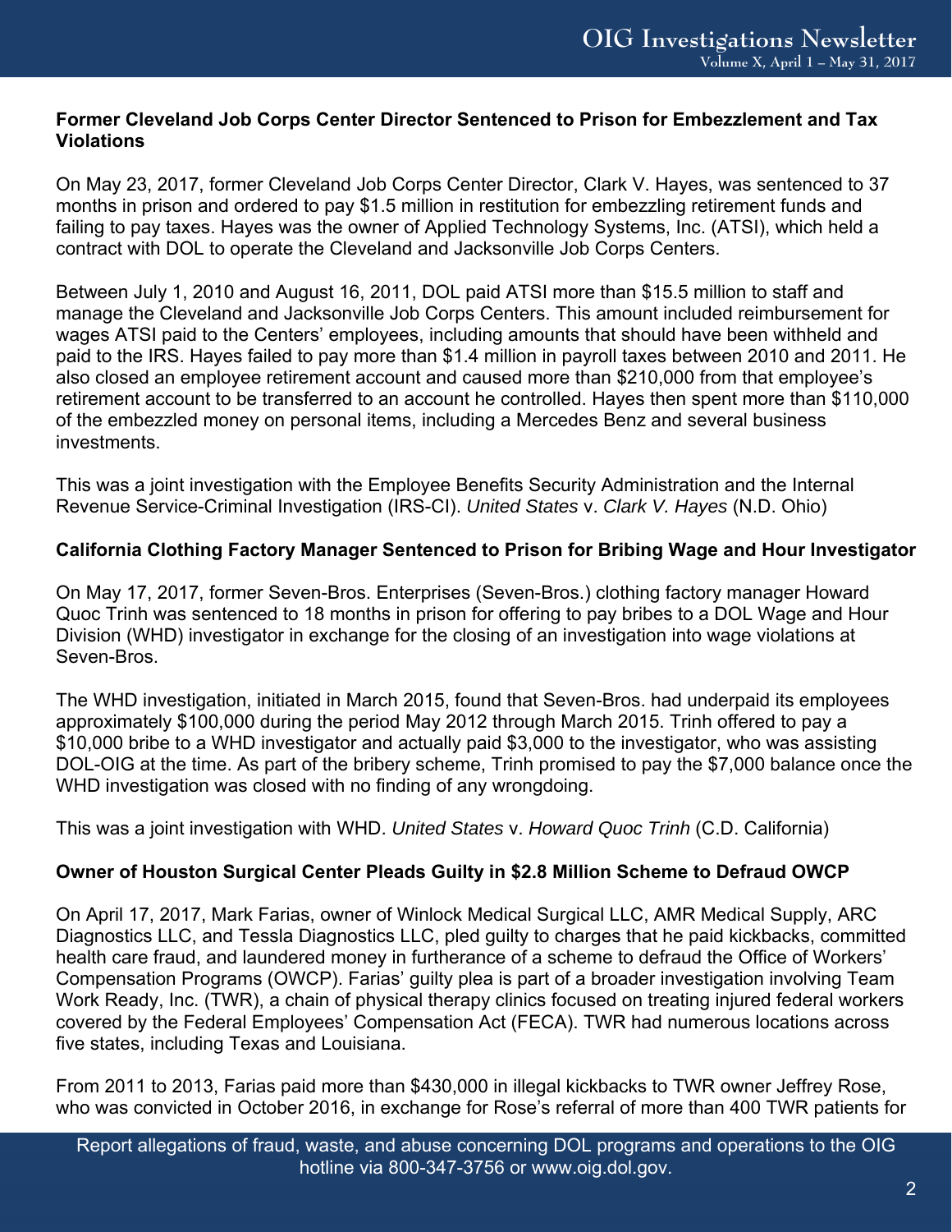### Former Cleveland Job Corps Center Director Sentenced to Prison for Embezzlement and Tax Violations

On May 23, 2017, former Cleveland Job Corps Center Director, Clark V. Hayes, was sentenced to 37 months in prison and ordered to pay $1.5 million in restitution for embezzling retirement funds and failing to pay taxes. Hayes was the owner of Applied Technology Systems, Inc. (ATSI), which held a contract with DOL to operate the Cleveland and Jacksonville Job Corps Centers.

Between July 1, 2010 and August 16, 2011, DOL paid ATSI more than $15.5 million to staff and manage the Cleveland and Jacksonville Job Corps Centers. This amount included reimbursement for wages ATSI paid to the Centers' employees, including amounts that should have been withheld and paid to the IRS. Hayes failed to pay more than $1.4 million in payroll taxes between 2010 and 2011. He also closed an employee retirement account and caused more than $210,000 from that employee's retirement account to be transferred to an account he controlled. Hayes then spent more than $110,000 of the embezzled money on personal items, including a Mercedes Benz and several business investments.

This was a joint investigation with the Employee Benefits Security Administration and the Internal Revenue Service-Criminal Investigation (IRS-CI). *United States* v. *Clark V. Hayes* (N.D. Ohio)

### California Clothing Factory Manager Sentenced to Prison for Bribing Wage and Hour Investigator

On May 17, 2017, former Seven-Bros. Enterprises (Seven-Bros.) clothing factory manager Howard Quoc Trinh was sentenced to 18 months in prison for offering to pay bribes to a DOL Wage and Hour Division (WHD) investigator in exchange for the closing of an investigation into wage violations at Seven-Bros.

The WHD investigation, initiated in March 2015, found that Seven-Bros. had underpaid its employees approximately $100,000 during the period May 2012 through March 2015. Trinh offered to pay a $10,000 bribe to a WHD investigator and actually paid $3,000 to the investigator, who was assisting DOL-OIG at the time. As part of the bribery scheme, Trinh promised to pay the $7,000 balance once the WHD investigation was closed with no finding of any wrongdoing.

This was a joint investigation with WHD. *United States* v. *Howard Quoc Trinh* (C.D. California)

### Owner of Houston Surgical Center Pleads Guilty in $2.8 Million Scheme to Defraud OWCP

On April 17, 2017, Mark Farias, owner of Winlock Medical Surgical LLC, AMR Medical Supply, ARC Diagnostics LLC, and Tessla Diagnostics LLC, pled guilty to charges that he paid kickbacks, committed health care fraud, and laundered money in furtherance of a scheme to defraud the Office of Workers' Compensation Programs (OWCP). Farias' guilty plea is part of a broader investigation involving Team Work Ready, Inc. (TWR), a chain of physical therapy clinics focused on treating injured federal workers covered by the Federal Employees' Compensation Act (FECA). TWR had numerous locations across five states, including Texas and Louisiana.

From 2011 to 2013, Farias paid more than $430,000 in illegal kickbacks to TWR owner Jeffrey Rose, who was convicted in October 2016, in exchange for Rose's referral of more than 400 TWR patients for

Report allegations of fraud, waste, and abuse concerning DOL programs and operations to the OIG hotline via 800-347-3756 or www.oig.dol.gov.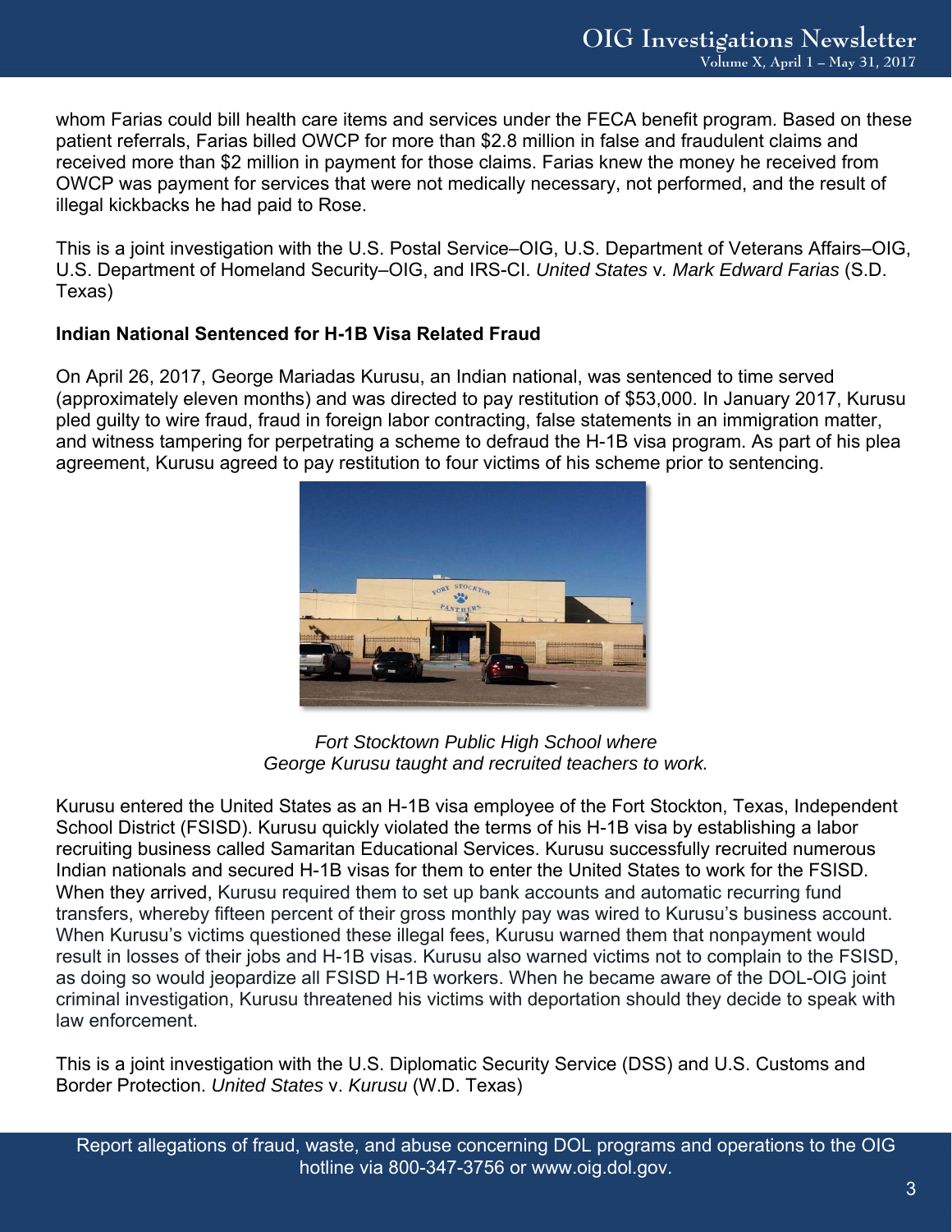whom Farias could bill health care items and services under the FECA benefit program. Based on these patient referrals, Farias billed OWCP for more than $2.8 million in false and fraudulent claims and received more than $2 million in payment for those claims. Farias knew the money he received from OWCP was payment for services that were not medically necessary, not performed, and the result of illegal kickbacks he had paid to Rose.

This is a joint investigation with the U.S. Postal Service–OIG, U.S. Department of Veterans Affairs–OIG, U.S. Department of Homeland Security–OIG, and IRS-CI. *United States* v. *Mark Edward Farias* (S.D. Texas)

**Indian National Sentenced for H-1B Visa Related Fraud**

On April 26, 2017, George Mariadas Kurusu, an Indian national, was sentenced to time served (approximately eleven months) and was directed to pay restitution of $53,000. In January 2017, Kurusu pled guilty to wire fraud, fraud in foreign labor contracting, false statements in an immigration matter, and witness tampering for perpetrating a scheme to defraud the H-1B visa program. As part of his plea agreement, Kurusu agreed to pay restitution to four victims of his scheme prior to sentencing.

*Fort Stocktown Public High School where George Kurusu taught and recruited teachers to work.*

Kurusu entered the United States as an H-1B visa employee of the Fort Stockton, Texas, Independent School District (FSISD). Kurusu quickly violated the terms of his H-1B visa by establishing a labor recruiting business called Samaritan Educational Services. Kurusu successfully recruited numerous Indian nationals and secured H-1B visas for them to enter the United States to work for the FSISD. When they arrived, Kurusu required them to set up bank accounts and automatic recurring fund transfers, whereby fifteen percent of their gross monthly pay was wired to Kurusu's business account. When Kurusu's victims questioned these illegal fees, Kurusu warned them that nonpayment would result in losses of their jobs and H-1B visas. Kurusu also warned victims not to complain to the FSISD, as doing so would jeopardize all FSISD H-1B workers. When he became aware of the DOL-OIG joint criminal investigation, Kurusu threatened his victims with deportation should they decide to speak with law enforcement.

This is a joint investigation with the U.S. Diplomatic Security Service (DSS) and U.S. Customs and Border Protection. *United States* v. *Kurusu* (W.D. Texas)

Report allegations of fraud, waste, and abuse concerning DOL programs and operations to the OIG hotline via 800-347-3756 or www.oig.dol.gov.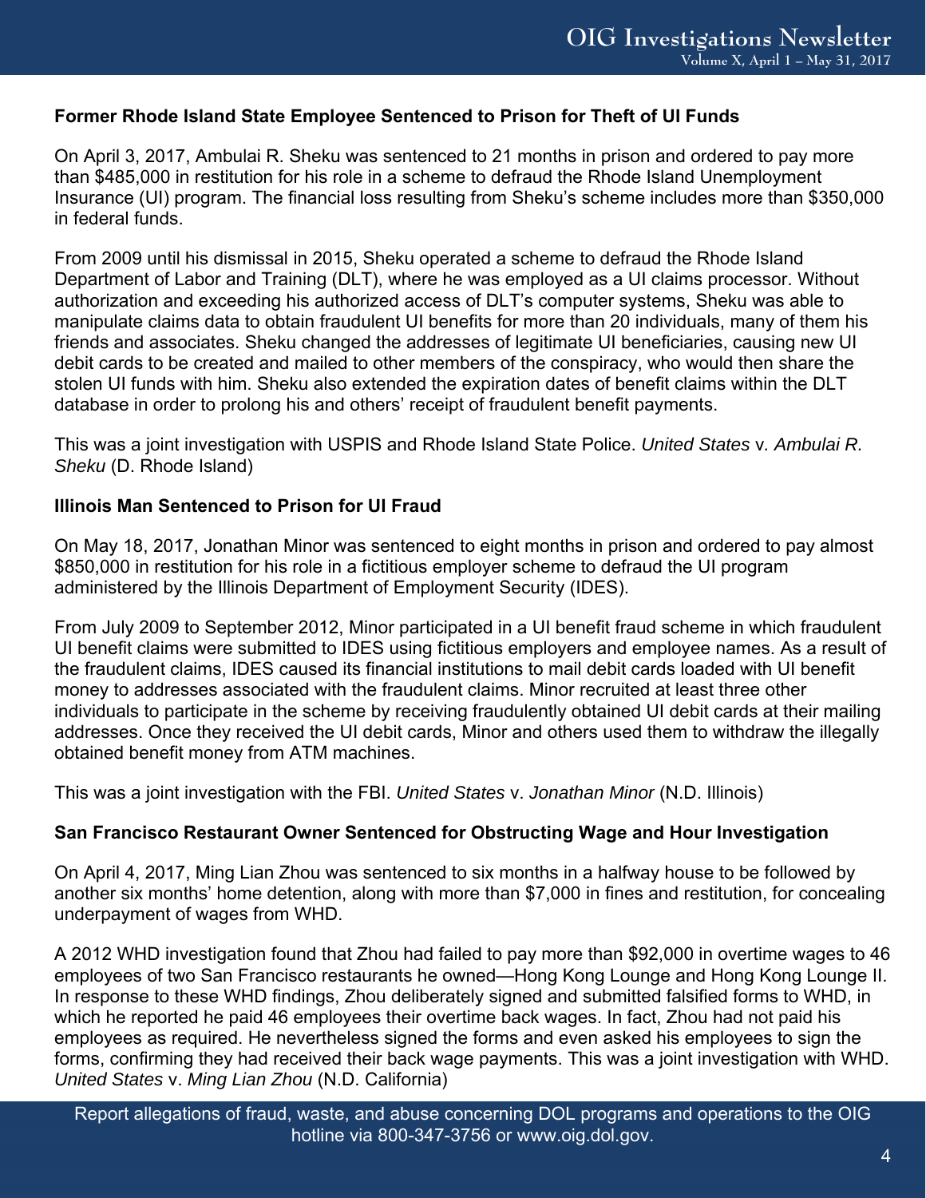### Former Rhode Island State Employee Sentenced to Prison for Theft of UI Funds

On April 3, 2017, Ambulai R. Sheku was sentenced to 21 months in prison and ordered to pay more than $485,000 in restitution for his role in a scheme to defraud the Rhode Island Unemployment Insurance (UI) program. The financial loss resulting from Sheku's scheme includes more than $350,000 in federal funds.

From 2009 until his dismissal in 2015, Sheku operated a scheme to defraud the Rhode Island Department of Labor and Training (DLT), where he was employed as a UI claims processor. Without authorization and exceeding his authorized access of DLT's computer systems, Sheku was able to manipulate claims data to obtain fraudulent UI benefits for more than 20 individuals, many of them his friends and associates. Sheku changed the addresses of legitimate UI beneficiaries, causing new UI debit cards to be created and mailed to other members of the conspiracy, who would then share the stolen UI funds with him. Sheku also extended the expiration dates of benefit claims within the DLT database in order to prolong his and others' receipt of fraudulent benefit payments.

This was a joint investigation with USPIS and Rhode Island State Police. *United States* v. *Ambulai R. Sheku* (D. Rhode Island)

### Illinois Man Sentenced to Prison for UI Fraud

On May 18, 2017, Jonathan Minor was sentenced to eight months in prison and ordered to pay almost $850,000 in restitution for his role in a fictitious employer scheme to defraud the UI program administered by the Illinois Department of Employment Security (IDES).

From July 2009 to September 2012, Minor participated in a UI benefit fraud scheme in which fraudulent UI benefit claims were submitted to IDES using fictitious employers and employee names. As a result of the fraudulent claims, IDES caused its financial institutions to mail debit cards loaded with UI benefit money to addresses associated with the fraudulent claims. Minor recruited at least three other individuals to participate in the scheme by receiving fraudulently obtained UI debit cards at their mailing addresses. Once they received the UI debit cards, Minor and others used them to withdraw the illegally obtained benefit money from ATM machines.

This was a joint investigation with the FBI. *United States* v. *Jonathan Minor* (N.D. Illinois)

### San Francisco Restaurant Owner Sentenced for Obstructing Wage and Hour Investigation

On April 4, 2017, Ming Lian Zhou was sentenced to six months in a halfway house to be followed by another six months' home detention, along with more than $7,000 in fines and restitution, for concealing underpayment of wages from WHD.

A 2012 WHD investigation found that Zhou had failed to pay more than $92,000 in overtime wages to 46 employees of two San Francisco restaurants he owned—Hong Kong Lounge and Hong Kong Lounge II. In response to these WHD findings, Zhou deliberately signed and submitted falsified forms to WHD, in which he reported he paid 46 employees their overtime back wages. In fact, Zhou had not paid his employees as required. He nevertheless signed the forms and even asked his employees to sign the forms, confirming they had received their back wage payments. This was a joint investigation with WHD. *United States* v. *Ming Lian Zhou* (N.D. California)

Report allegations of fraud, waste, and abuse concerning DOL programs and operations to the OIG hotline via 800-347-3756 or www.oig.dol.gov.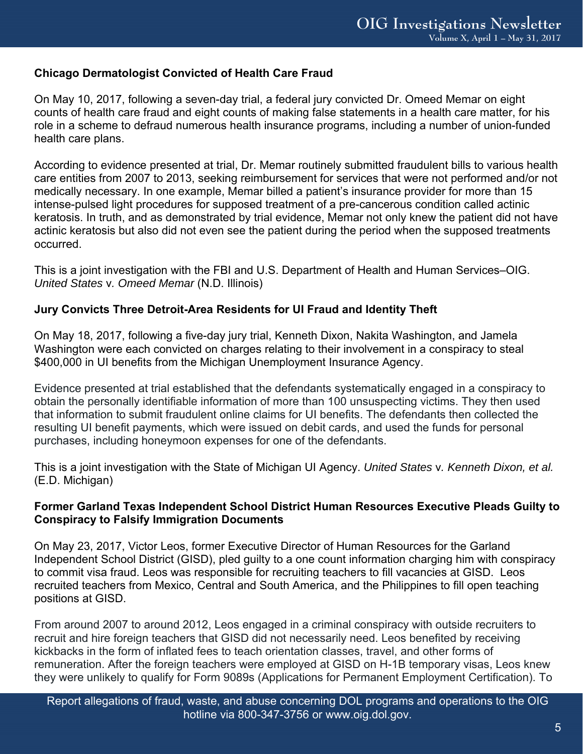### Chicago Dermatologist Convicted of Health Care Fraud

On May 10, 2017, following a seven-day trial, a federal jury convicted Dr. Omeed Memar on eight counts of health care fraud and eight counts of making false statements in a health care matter, for his role in a scheme to defraud numerous health insurance programs, including a number of union-funded health care plans.

According to evidence presented at trial, Dr. Memar routinely submitted fraudulent bills to various health care entities from 2007 to 2013, seeking reimbursement for services that were not performed and/or not medically necessary. In one example, Memar billed a patient's insurance provider for more than 15 intense-pulsed light procedures for supposed treatment of a pre-cancerous condition called actinic keratosis. In truth, and as demonstrated by trial evidence, Memar not only knew the patient did not have actinic keratosis but also did not even see the patient during the period when the supposed treatments occurred.

This is a joint investigation with the FBI and U.S. Department of Health and Human Services–OIG. *United States* v. *Omeed Memar* (N.D. Illinois)

### Jury Convicts Three Detroit-Area Residents for UI Fraud and Identity Theft

On May 18, 2017, following a five-day jury trial, Kenneth Dixon, Nakita Washington, and Jamela Washington were each convicted on charges relating to their involvement in a conspiracy to steal $400,000 in UI benefits from the Michigan Unemployment Insurance Agency.

Evidence presented at trial established that the defendants systematically engaged in a conspiracy to obtain the personally identifiable information of more than 100 unsuspecting victims. They then used that information to submit fraudulent online claims for UI benefits. The defendants then collected the resulting UI benefit payments, which were issued on debit cards, and used the funds for personal purchases, including honeymoon expenses for one of the defendants.

This is a joint investigation with the State of Michigan UI Agency. *United States* v. *Kenneth Dixon, et al.* (E.D. Michigan)

### Former Garland Texas Independent School District Human Resources Executive Pleads Guilty to Conspiracy to Falsify Immigration Documents

On May 23, 2017, Victor Leos, former Executive Director of Human Resources for the Garland Independent School District (GISD), pled guilty to a one count information charging him with conspiracy to commit visa fraud. Leos was responsible for recruiting teachers to fill vacancies at GISD. Leos recruited teachers from Mexico, Central and South America, and the Philippines to fill open teaching positions at GISD.

From around 2007 to around 2012, Leos engaged in a criminal conspiracy with outside recruiters to recruit and hire foreign teachers that GISD did not necessarily need. Leos benefited by receiving kickbacks in the form of inflated fees to teach orientation classes, travel, and other forms of remuneration. After the foreign teachers were employed at GISD on H-1B temporary visas, Leos knew they were unlikely to qualify for Form 9089s (Applications for Permanent Employment Certification). To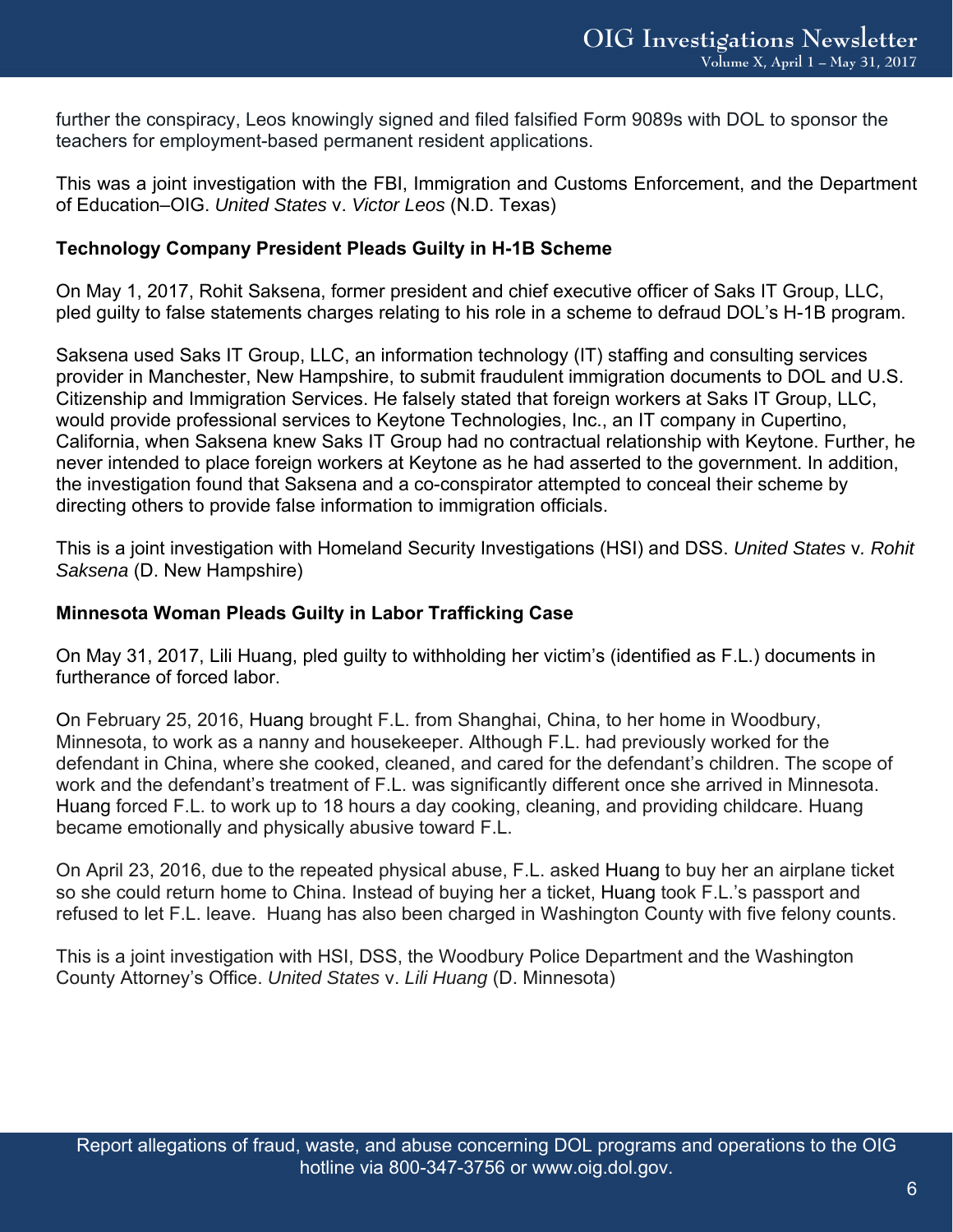further the conspiracy, Leos knowingly signed and filed falsified Form 9089s with DOL to sponsor the teachers for employment-based permanent resident applications.

This was a joint investigation with the FBI, Immigration and Customs Enforcement, and the Department of Education–OIG. *United States* v. *Victor Leos* (N.D. Texas)

**Technology Company President Pleads Guilty in H-1B Scheme**

On May 1, 2017, Rohit Saksena, former president and chief executive officer of Saks IT Group, LLC, pled guilty to false statements charges relating to his role in a scheme to defraud DOL's H-1B program.

Saksena used Saks IT Group, LLC, an information technology (IT) staffing and consulting services provider in Manchester, New Hampshire, to submit fraudulent immigration documents to DOL and U.S. Citizenship and Immigration Services. He falsely stated that foreign workers at Saks IT Group, LLC, would provide professional services to Keytone Technologies, Inc., an IT company in Cupertino, California, when Saksena knew Saks IT Group had no contractual relationship with Keytone. Further, he never intended to place foreign workers at Keytone as he had asserted to the government. In addition, the investigation found that Saksena and a co-conspirator attempted to conceal their scheme by directing others to provide false information to immigration officials.

This is a joint investigation with Homeland Security Investigations (HSI) and DSS. *United States* v. *Rohit Saksena* (D. New Hampshire)

**Minnesota Woman Pleads Guilty in Labor Trafficking Case**

On May 31, 2017, Lili Huang, pled guilty to withholding her victim's (identified as F.L.) documents in furtherance of forced labor.

On February 25, 2016, Huang brought F.L. from Shanghai, China, to her home in Woodbury, Minnesota, to work as a nanny and housekeeper. Although F.L. had previously worked for the defendant in China, where she cooked, cleaned, and cared for the defendant's children. The scope of work and the defendant's treatment of F.L. was significantly different once she arrived in Minnesota. Huang forced F.L. to work up to 18 hours a day cooking, cleaning, and providing childcare. Huang became emotionally and physically abusive toward F.L.

On April 23, 2016, due to the repeated physical abuse, F.L. asked Huang to buy her an airplane ticket so she could return home to China. Instead of buying her a ticket, Huang took F.L.'s passport and refused to let F.L. leave. Huang has also been charged in Washington County with five felony counts.

This is a joint investigation with HSI, DSS, the Woodbury Police Department and the Washington County Attorney's Office. *United States* v. *Lili Huang* (D. Minnesota)

Report allegations of fraud, waste, and abuse concerning DOL programs and operations to the OIG hotline via 800-347-3756 or www.oig.dol.gov.